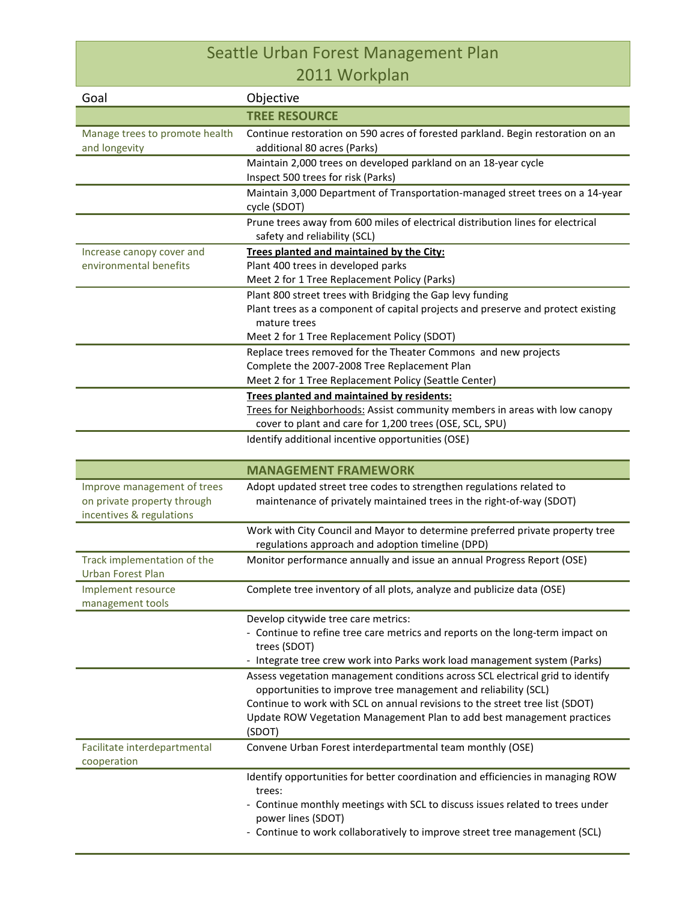# Seattle Urban Forest Management Plan
## 2011 Workplan

| Goal | Objective |
|---|---|
| | **TREE RESOURCE** |
| Manage trees to promote health and longevity | Continue restoration on 590 acres of forested parkland. Begin restoration on an additional 80 acres (Parks) |
| | Maintain 2,000 trees on developed parkland on an 18-year cycle<br>Inspect 500 trees for risk (Parks) |
| | Maintain 3,000 Department of Transportation-managed street trees on a 14-year cycle (SDOT) |
| | Prune trees away from 600 miles of electrical distribution lines for electrical safety and reliability (SCL) |
| Increase canopy cover and environmental benefits | **Trees planted and maintained by the City:**<br>Plant 400 trees in developed parks<br>Meet 2 for 1 Tree Replacement Policy (Parks) |
| | Plant 800 street trees with Bridging the Gap levy funding<br>Plant trees as a component of capital projects and preserve and protect existing mature trees<br>Meet 2 for 1 Tree Replacement Policy (SDOT) |
| | Replace trees removed for the Theater Commons and new projects<br>Complete the 2007-2008 Tree Replacement Plan<br>Meet 2 for 1 Tree Replacement Policy (Seattle Center) |
| | **Trees planted and maintained by residents:**<br>Trees for Neighborhoods: Assist community members in areas with low canopy cover to plant and care for 1,200 trees (OSE, SCL, SPU) |
| | Identify additional incentive opportunities (OSE) |
| | **MANAGEMENT FRAMEWORK** |
| Improve management of trees on private property through incentives & regulations | Adopt updated street tree codes to strengthen regulations related to maintenance of privately maintained trees in the right-of-way (SDOT) |
| | Work with City Council and Mayor to determine preferred private property tree regulations approach and adoption timeline (DPD) |
| Track implementation of the Urban Forest Plan | Monitor performance annually and issue an annual Progress Report (OSE) |
| Implement resource management tools | Complete tree inventory of all plots, analyze and publicize data (OSE) |
| | Develop citywide tree care metrics:<br>- Continue to refine tree care metrics and reports on the long-term impact on trees (SDOT)<br>- Integrate tree crew work into Parks work load management system (Parks) |
| | Assess vegetation management conditions across SCL electrical grid to identify opportunities to improve tree management and reliability (SCL)<br>Continue to work with SCL on annual revisions to the street tree list (SDOT)<br>Update ROW Vegetation Management Plan to add best management practices (SDOT) |
| Facilitate interdepartmental cooperation | Convene Urban Forest interdepartmental team monthly (OSE) |
| | Identify opportunities for better coordination and efficiencies in managing ROW trees:<br>- Continue monthly meetings with SCL to discuss issues related to trees under power lines (SDOT)<br>- Continue to work collaboratively to improve street tree management (SCL) |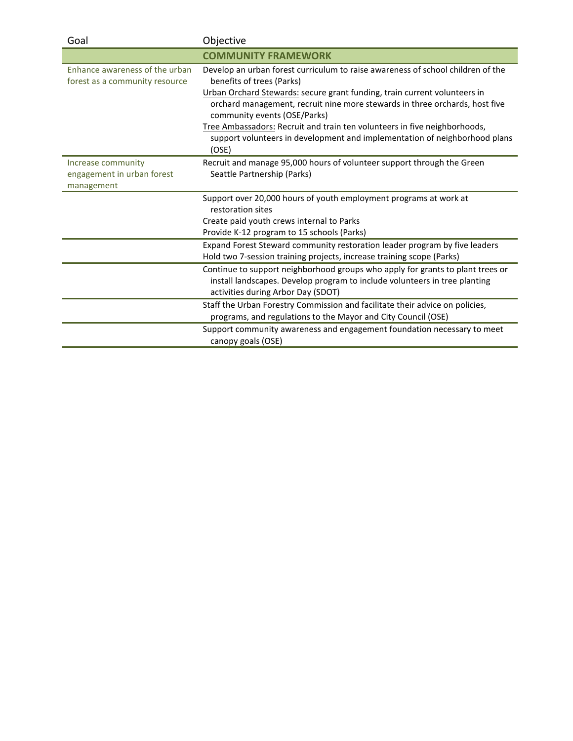| Goal | Objective |
|---|---|
| | **COMMUNITY FRAMEWORK** |
| Enhance awareness of the urban forest as a community resource | Develop an urban forest curriculum to raise awareness of school children of the benefits of trees (Parks)<br>Urban Orchard Stewards: secure grant funding, train current volunteers in orchard management, recruit nine more stewards in three orchards, host five community events (OSE/Parks)<br>Tree Ambassadors: Recruit and train ten volunteers in five neighborhoods, support volunteers in development and implementation of neighborhood plans (OSE) |
| Increase community engagement in urban forest management | Recruit and manage 95,000 hours of volunteer support through the Green Seattle Partnership (Parks) |
| | Support over 20,000 hours of youth employment programs at work at restoration sites<br>Create paid youth crews internal to Parks<br>Provide K-12 program to 15 schools (Parks) |
| | Expand Forest Steward community restoration leader program by five leaders<br>Hold two 7-session training projects, increase training scope (Parks) |
| | Continue to support neighborhood groups who apply for grants to plant trees or install landscapes. Develop program to include volunteers in tree planting activities during Arbor Day (SDOT) |
| | Staff the Urban Forestry Commission and facilitate their advice on policies, programs, and regulations to the Mayor and City Council (OSE) |
| | Support community awareness and engagement foundation necessary to meet canopy goals (OSE) |